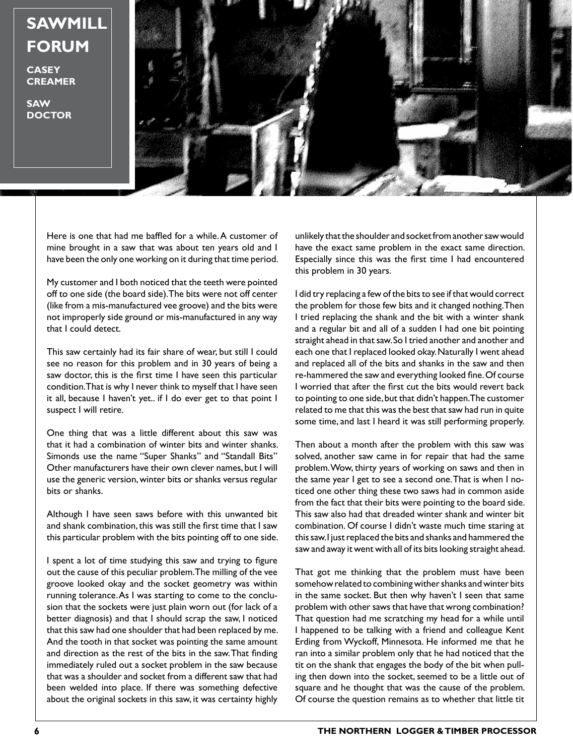# SAWMILL FORUM

**CASEY CREAMER**

**SAW DOCTOR**

Here is one that had me baffled for a while. A customer of mine brought in a saw that was about ten years old and I have been the only one working on it during that time period.

My customer and I both noticed that the teeth were pointed off to one side (the board side). The bits were not off center (like from a mis-manufactured vee groove) and the bits were not improperly side ground or mis-manufactured in any way that I could detect.

This saw certainly had its fair share of wear, but still I could see no reason for this problem and in 30 years of being a saw doctor, this is the first time I have seen this particular condition. That is why I never think to myself that I have seen it all, because I haven't yet.. if I do ever get to that point I suspect I will retire.

One thing that was a little different about this saw was that it had a combination of winter bits and winter shanks. Simonds use the name "Super Shanks" and "Standall Bits" Other manufacturers have their own clever names, but I will use the generic version, winter bits or shanks versus regular bits or shanks.

Although I have seen saws before with this unwanted bit and shank combination, this was still the first time that I saw this particular problem with the bits pointing off to one side.

I spent a lot of time studying this saw and trying to figure out the cause of this peculiar problem. The milling of the vee groove looked okay and the socket geometry was within running tolerance. As I was starting to come to the conclusion that the sockets were just plain worn out (for lack of a better diagnosis) and that I should scrap the saw, I noticed that this saw had one shoulder that had been replaced by me. And the tooth in that socket was pointing the same amount and direction as the rest of the bits in the saw. That finding immediately ruled out a socket problem in the saw because that was a shoulder and socket from a different saw that had been welded into place. If there was something defective about the original sockets in this saw, it was certainly highly unlikely that the shoulder and socket from another saw would have the exact same problem in the exact same direction. Especially since this was the first time I had encountered this problem in 30 years.

I did try replacing a few of the bits to see if that would correct the problem for those few bits and it changed nothing. Then I tried replacing the shank and the bit with a winter shank and a regular bit and all of a sudden I had one bit pointing straight ahead in that saw. So I tried another and another and each one that I replaced looked okay. Naturally I went ahead and replaced all of the bits and shanks in the saw and then re-hammered the saw and everything looked fine. Of course I worried that after the first cut the bits would revert back to pointing to one side, but that didn't happen. The customer related to me that this was the best that saw had run in quite some time, and last I heard it was still performing properly.

Then about a month after the problem with this saw was solved, another saw came in for repair that had the same problem. Wow, thirty years of working on saws and then in the same year I get to see a second one. That is when I noticed one other thing these two saws had in common aside from the fact that their bits were pointing to the board side. This saw also had that dreaded winter shank and winter bit combination. Of course I didn't waste much time staring at this saw. I just replaced the bits and shanks and hammered the saw and away it went with all of its bits looking straight ahead.

That got me thinking that the problem must have been somehow related to combining wither shanks and winter bits in the same socket. But then why haven't I seen that same problem with other saws that have that wrong combination? That question had me scratching my head for a while until I happened to be talking with a friend and colleague Kent Erding from Wyckoff, Minnesota. He informed me that he ran into a similar problem only that he had noticed that the tit on the shank that engages the body of the bit when pulling then down into the socket, seemed to be a little out of square and he thought that was the cause of the problem. Of course the question remains as to whether that little tit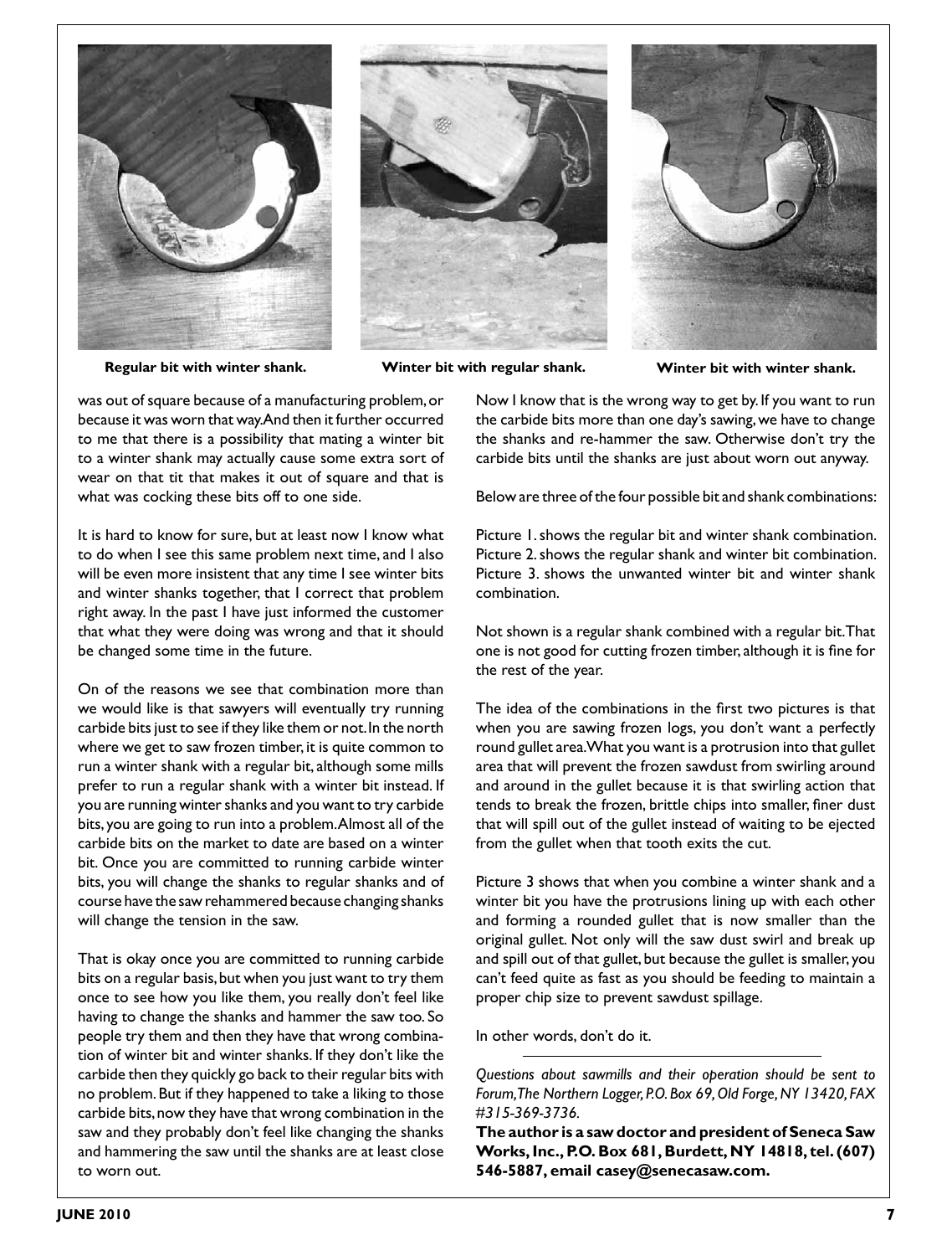Regular bit with winter shank.

Winter bit with regular shank.

Winter bit with winter shank.

was out of square because of a manufacturing problem, or because it was worn that way. And then it further occurred to me that there is a possibility that mating a winter bit to a winter shank may actually cause some extra sort of wear on that tit that makes it out of square and that is what was cocking these bits off to one side.

It is hard to know for sure, but at least now I know what to do when I see this same problem next time, and I also will be even more insistent that any time I see winter bits and winter shanks together, that I correct that problem right away. In the past I have just informed the customer that what they were doing was wrong and that it should be changed some time in the future.

On of the reasons we see that combination more than we would like is that sawyers will eventually try running carbide bits just to see if they like them or not. In the north where we get to saw frozen timber, it is quite common to run a winter shank with a regular bit, although some mills prefer to run a regular shank with a winter bit instead. If you are running winter shanks and you want to try carbide bits, you are going to run into a problem. Almost all of the carbide bits on the market to date are based on a winter bit. Once you are committed to running carbide winter bits, you will change the shanks to regular shanks and of course have the saw rehammered because changing shanks will change the tension in the saw.

That is okay once you are committed to running carbide bits on a regular basis, but when you just want to try them once to see how you like them, you really don't feel like having to change the shanks and hammer the saw too. So people try them and then they have that wrong combination of winter bit and winter shanks. If they don't like the carbide then they quickly go back to their regular bits with no problem. But if they happened to take a liking to those carbide bits, now they have that wrong combination in the saw and they probably don't feel like changing the shanks and hammering the saw until the shanks are at least close to worn out.

Now I know that is the wrong way to get by. If you want to run the carbide bits more than one day's sawing, we have to change the shanks and re-hammer the saw. Otherwise don't try the carbide bits until the shanks are just about worn out anyway.

Below are three of the four possible bit and shank combinations:

Picture 1. shows the regular bit and winter shank combination.
Picture 2. shows the regular shank and winter bit combination.
Picture 3. shows the unwanted winter bit and winter shank combination.

Not shown is a regular shank combined with a regular bit. That one is not good for cutting frozen timber, although it is fine for the rest of the year.

The idea of the combinations in the first two pictures is that when you are sawing frozen logs, you don't want a perfectly round gullet area. What you want is a protrusion into that gullet area that will prevent the frozen sawdust from swirling around and around in the gullet because it is that swirling action that tends to break the frozen, brittle chips into smaller, finer dust that will spill out of the gullet instead of waiting to be ejected from the gullet when that tooth exits the cut.

Picture 3 shows that when you combine a winter shank and a winter bit you have the protrusions lining up with each other and forming a rounded gullet that is now smaller than the original gullet. Not only will the saw dust swirl and break up and spill out of that gullet, but because the gullet is smaller, you can't feed quite as fast as you should be feeding to maintain a proper chip size to prevent sawdust spillage.

In other words, don't do it.

---

*Questions about sawmills and their operation should be sent to Forum, The Northern Logger, P.O. Box 69, Old Forge, NY 13420, FAX #315-369-3736.*

**The author is a saw doctor and president of Seneca Saw Works, Inc., P.O. Box 681, Burdett, NY 14818, tel. (607) 546-5887, email casey@senecasaw.com.**